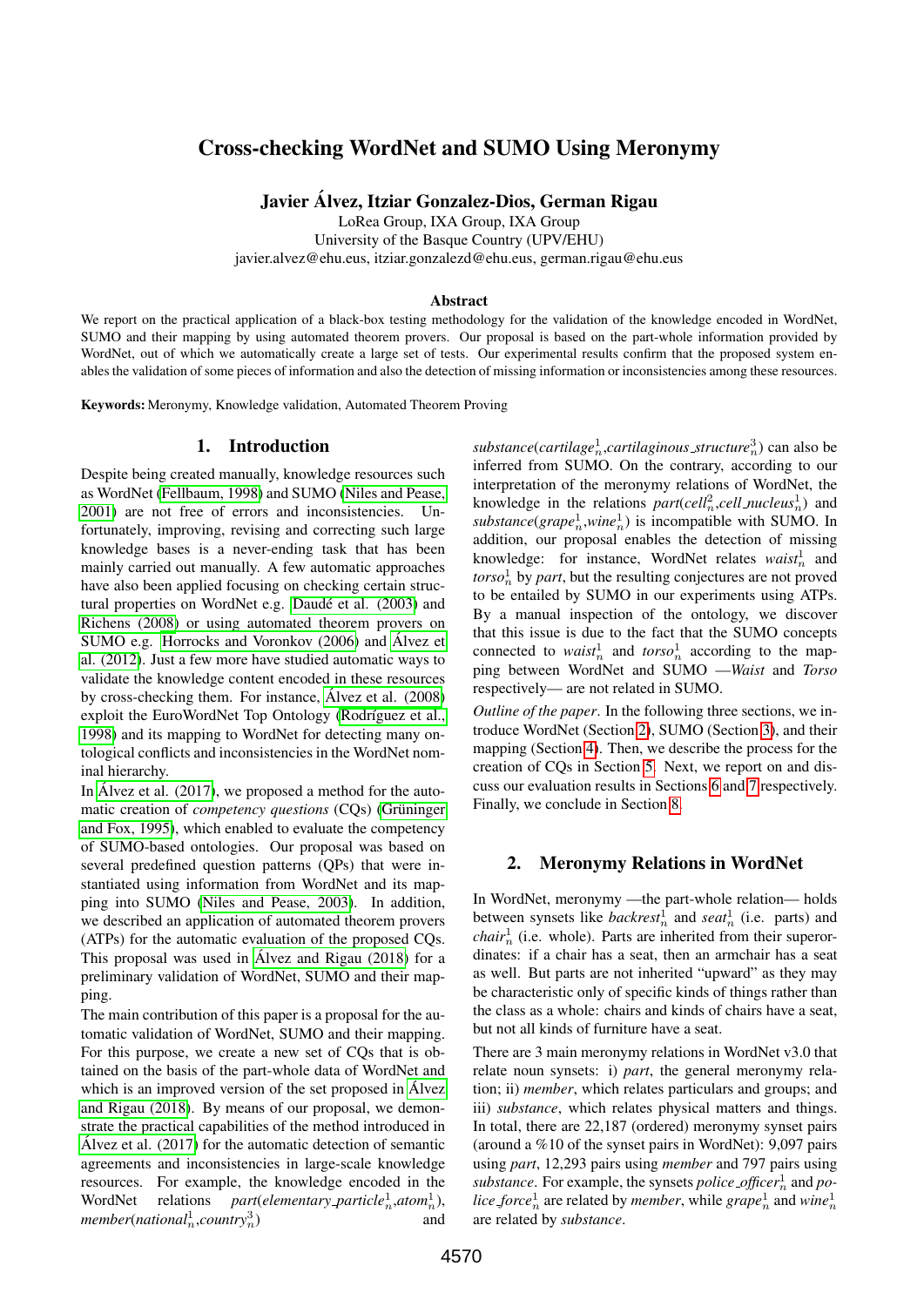# Cross-checking WordNet and SUMO Using Meronymy

**Javier Álvez, Itziar Gonzalez-Dios, German Rigau**

LoRea Group, IXA Group, IXA Group
University of the Basque Country (UPV/EHU)
javier.alvez@ehu.eus, itziar.gonzalezd@ehu.eus, german.rigau@ehu.eus

### Abstract

We report on the practical application of a black-box testing methodology for the validation of the knowledge encoded in WordNet, SUMO and their mapping by using automated theorem provers. Our proposal is based on the part-whole information provided by WordNet, out of which we automatically create a large set of tests. Our experimental results confirm that the proposed system enables the validation of some pieces of information and also the detection of missing information or inconsistencies among these resources.

**Keywords:** Meronymy, Knowledge validation, Automated Theorem Proving

## 1. Introduction

Despite being created manually, knowledge resources such as WordNet (Fellbaum, 1998) and SUMO (Niles and Pease, 2001) are not free of errors and inconsistencies. Unfortunately, improving, revising and correcting such large knowledge bases is a never-ending task that has been mainly carried out manually. A few automatic approaches have also been applied focusing on checking certain structural properties on WordNet e.g. Daudé et al. (2003) and Richens (2008) or using automated theorem provers on SUMO e.g. Horrocks and Voronkov (2006) and Álvez et al. (2012). Just a few more have studied automatic ways to validate the knowledge content encoded in these resources by cross-checking them. For instance, Álvez et al. (2008) exploit the EuroWordNet Top Ontology (Rodríguez et al., 1998) and its mapping to WordNet for detecting many ontological conflicts and inconsistencies in the WordNet nominal hierarchy.

In Álvez et al. (2017), we proposed a method for the automatic creation of *competency questions* (CQs) (Grüninger and Fox, 1995), which enabled to evaluate the competency of SUMO-based ontologies. Our proposal was based on several predefined question patterns (QPs) that were instantiated using information from WordNet and its mapping into SUMO (Niles and Pease, 2003). In addition, we described an application of automated theorem provers (ATPs) for the automatic evaluation of the proposed CQs. This proposal was used in Álvez and Rigau (2018) for a preliminary validation of WordNet, SUMO and their mapping.

The main contribution of this paper is a proposal for the automatic validation of WordNet, SUMO and their mapping. For this purpose, we create a new set of CQs that is obtained on the basis of the part-whole data of WordNet and which is an improved version of the set proposed in Álvez and Rigau (2018). By means of our proposal, we demonstrate the practical capabilities of the method introduced in Álvez et al. (2017) for the automatic detection of semantic agreements and inconsistencies in large-scale knowledge resources. For example, the knowledge encoded in the WordNet relations *part*(*elementary_particle*$^1_n$,*atom*$^1_n$), *member*(*national*$^1_n$,*country*$^3_n$) and *substance*(*cartilage*$^1_n$,*cartilaginous_structure*$^3_n$) can also be inferred from SUMO. On the contrary, according to our interpretation of the meronymy relations of WordNet, the knowledge in the relations *part*(*cell*$^2_n$,*cell_nucleus*$^1_n$) and *substance*(*grape*$^1_n$,*wine*$^1_n$) is incompatible with SUMO. In addition, our proposal enables the detection of missing knowledge: for instance, WordNet relates *waist*$^1_n$ and *torso*$^1_n$ by *part*, but the resulting conjectures are not proved to be entailed by SUMO in our experiments using ATPs. By a manual inspection of the ontology, we discover that this issue is due to the fact that the SUMO concepts connected to *waist*$^1_n$ and *torso*$^1_n$ according to the mapping between WordNet and SUMO —*Waist* and *Torso* respectively— are not related in SUMO.

*Outline of the paper*. In the following three sections, we introduce WordNet (Section 2), SUMO (Section 3), and their mapping (Section 4). Then, we describe the process for the creation of CQs in Section 5. Next, we report on and discuss our evaluation results in Sections 6 and 7 respectively. Finally, we conclude in Section 8.

## 2. Meronymy Relations in WordNet

In WordNet, meronymy —the part-whole relation— holds between synsets like *backrest*$^1_n$ and *seat*$^1_n$ (i.e. parts) and *chair*$^1_n$ (i.e. whole). Parts are inherited from their superordinates: if a chair has a seat, then an armchair has a seat as well. But parts are not inherited "upward" as they may be characteristic only of specific kinds of things rather than the class as a whole: chairs and kinds of chairs have a seat, but not all kinds of furniture have a seat.

There are 3 main meronymy relations in WordNet v3.0 that relate noun synsets: i) *part*, the general meronymy relation; ii) *member*, which relates particulars and groups; and iii) *substance*, which relates physical matters and things. In total, there are 22,187 (ordered) meronymy synset pairs (around a %10 of the synset pairs in WordNet): 9,097 pairs using *part*, 12,293 pairs using *member* and 797 pairs using *substance*. For example, the synsets *police_officer*$^1_n$ and *police_force*$^1_n$ are related by *member*, while *grape*$^1_n$ and *wine*$^1_n$ are related by *substance*.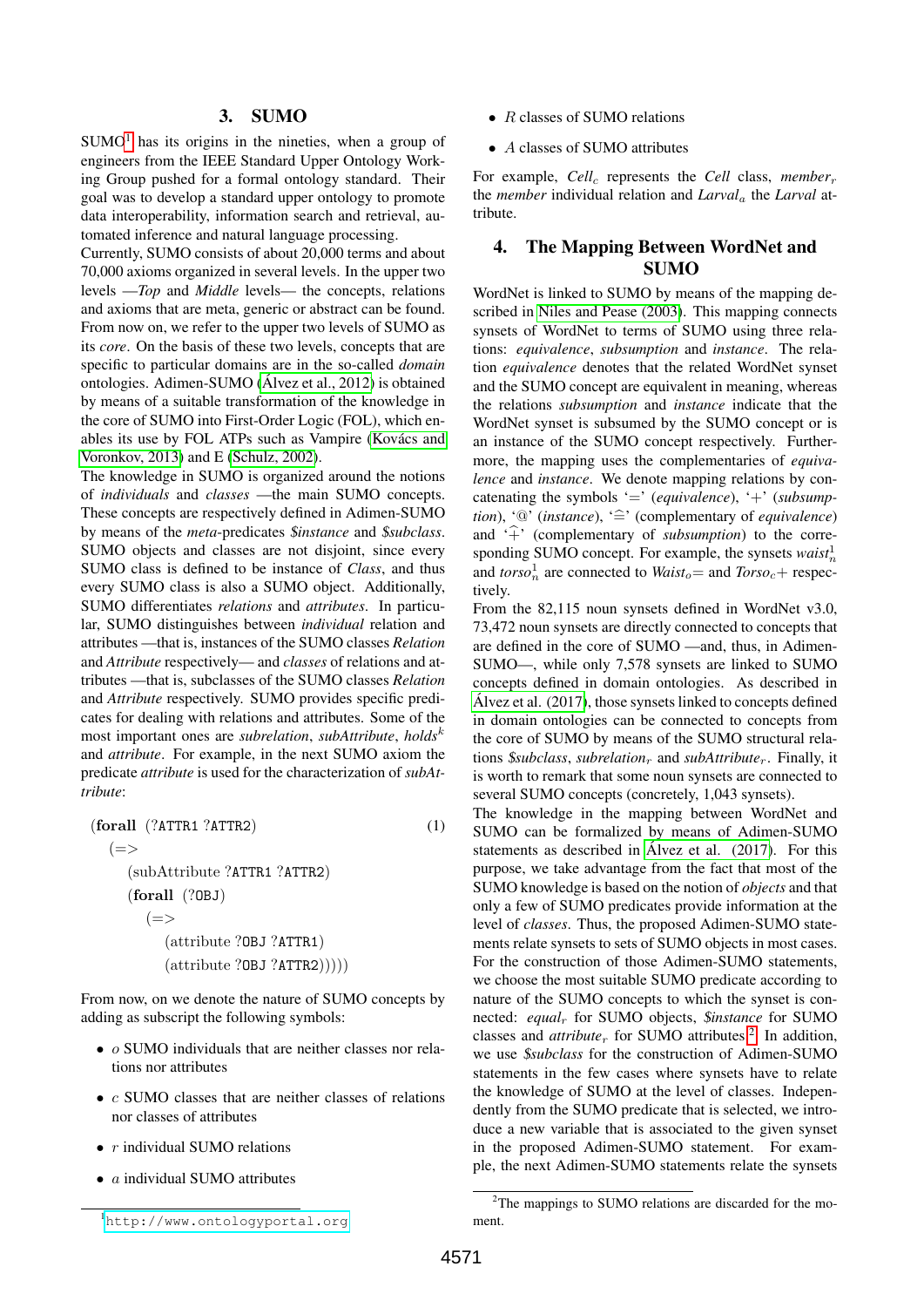## 3. SUMO

SUMO[1] has its origins in the nineties, when a group of engineers from the IEEE Standard Upper Ontology Working Group pushed for a formal ontology standard. Their goal was to develop a standard upper ontology to promote data interoperability, information search and retrieval, automated inference and natural language processing.

Currently, SUMO consists of about 20,000 terms and about 70,000 axioms organized in several levels. In the upper two levels —*Top* and *Middle* levels— the concepts, relations and axioms that are meta, generic or abstract can be found. From now on, we refer to the upper two levels of SUMO as its *core*. On the basis of these two levels, concepts that are specific to particular domains are in the so-called *domain* ontologies. Adimen-SUMO (Álvez et al., 2012) is obtained by means of a suitable transformation of the knowledge in the core of SUMO into First-Order Logic (FOL), which enables its use by FOL ATPs such as Vampire (Kovács and Voronkov, 2013) and E (Schulz, 2002).

The knowledge in SUMO is organized around the notions of *individuals* and *classes* —the main SUMO concepts. These concepts are respectively defined in Adimen-SUMO by means of the *meta*-predicates *$instance* and *$subclass*. SUMO objects and classes are not disjoint, since every SUMO class is defined to be instance of *Class*, and thus every SUMO class is also a SUMO object. Additionally, SUMO differentiates *relations* and *attributes*. In particular, SUMO distinguishes between *individual* relation and attributes —that is, instances of the SUMO classes *Relation* and *Attribute* respectively— and *classes* of relations and attributes —that is, subclasses of the SUMO classes *Relation* and *Attribute* respectively. SUMO provides specific predicates for dealing with relations and attributes. Some of the most important ones are *subrelation*, *subAttribute*, $holds^k$ and *attribute*. For example, in the next SUMO axiom the predicate *attribute* is used for the characterization of *subAttribute*:

```
(forall (?ATTR1 ?ATTR2)                    (1)
  (=>
    (subAttribute ?ATTR1 ?ATTR2)
    (forall (?OBJ)
      (=>
        (attribute ?OBJ ?ATTR1)
        (attribute ?OBJ ?ATTR2)))))
```

From now, on we denote the nature of SUMO concepts by adding as subscript the following symbols:

- $o$ SUMO individuals that are neither classes nor relations nor attributes
- $c$ SUMO classes that are neither classes of relations nor classes of attributes
- $r$ individual SUMO relations
- $a$ individual SUMO attributes
- $R$ classes of SUMO relations
- $A$ classes of SUMO attributes

For example, $Cell_c$ represents the *Cell* class, $member_r$ the *member* individual relation and $Larval_a$ the *Larval* attribute.

## 4. The Mapping Between WordNet and SUMO

WordNet is linked to SUMO by means of the mapping described in Niles and Pease (2003). This mapping connects synsets of WordNet to terms of SUMO using three relations: *equivalence*, *subsumption* and *instance*. The relation *equivalence* denotes that the related WordNet synset and the SUMO concept are equivalent in meaning, whereas the relations *subsumption* and *instance* indicate that the WordNet synset is subsumed by the SUMO concept or is an instance of the SUMO concept respectively. Furthermore, the mapping uses the complementaries of *equivalence* and *instance*. We denote mapping relations by concatenating the symbols '$=$' (*equivalence*), '$+$' (*subsumption*), '@' (*instance*), '$\hat{=}$' (complementary of *equivalence*) and '$\hat{+}$' (complementary of *subsumption*) to the corresponding SUMO concept. For example, the synsets $waist^1_n$ and $torso^1_n$ are connected to $Waist_o$= and $Torso_c$+ respectively.

From the 82,115 noun synsets defined in WordNet v3.0, 73,472 noun synsets are directly connected to concepts that are defined in the core of SUMO —and, thus, in Adimen-SUMO—, while only 7,578 synsets are linked to SUMO concepts defined in domain ontologies. As described in Álvez et al. (2017), those synsets linked to concepts defined in domain ontologies can be connected to concepts from the core of SUMO by means of the SUMO structural relations *$subclass*, $subrelation_r$ and $subAttribute_r$. Finally, it is worth to remark that some noun synsets are connected to several SUMO concepts (concretely, 1,043 synsets).

The knowledge in the mapping between WordNet and SUMO can be formalized by means of Adimen-SUMO statements as described in Álvez et al. (2017). For this purpose, we take advantage from the fact that most of the SUMO knowledge is based on the notion of *objects* and that only a few of SUMO predicates provide information at the level of *classes*. Thus, the proposed Adimen-SUMO statements relate synsets to sets of SUMO objects in most cases. For the construction of those Adimen-SUMO statements, we choose the most suitable SUMO predicate according to nature of the SUMO concepts to which the synset is connected: $equal_r$ for SUMO objects, *$instance* for SUMO classes and $attribute_r$ for SUMO attributes.[2] In addition, we use *$subclass* for the construction of Adimen-SUMO statements in the few cases where synsets have to relate the knowledge of SUMO at the level of classes. Independently from the SUMO predicate that is selected, we introduce a new variable that is associated to the given synset in the proposed Adimen-SUMO statement. For example, the next Adimen-SUMO statements relate the synsets

[1] http://www.ontologyportal.org

[2] The mappings to SUMO relations are discarded for the moment.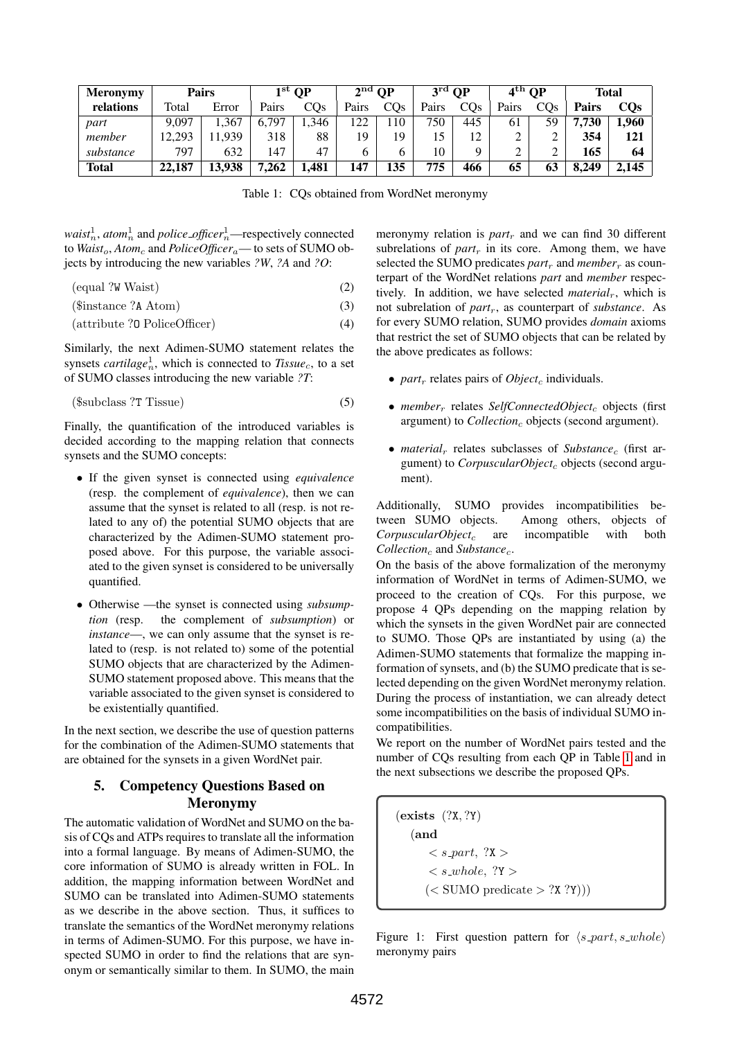| Meronymy relations | Pairs | | 1st QP | | 2nd QP | | 3rd QP | | 4th QP | | Total | |
|---|---|---|---|---|---|---|---|---|---|---|---|---|
| | Total | Error | Pairs | CQs | Pairs | CQs | Pairs | CQs | Pairs | CQs | **Pairs** | **CQs** |
| *part* | 9,097 | 1,367 | 6,797 | 1,346 | 122 | 110 | 750 | 445 | 61 | 59 | **7,730** | **1,960** |
| *member* | 12,293 | 11,939 | 318 | 88 | 19 | 19 | 15 | 12 | 2 | 2 | **354** | **121** |
| *substance* | 797 | 632 | 147 | 47 | 6 | 6 | 10 | 9 | 2 | 2 | **165** | **64** |
| **Total** | **22,187** | **13,938** | **7,262** | **1,481** | **147** | **135** | **775** | **466** | **65** | **63** | **8,249** | **2,145** |

Table 1: CQs obtained from WordNet meronymy

$waist^1_n$, $atom^1_n$ and $police\_officer^1_n$—respectively connected to $Waist_o$, $Atom_c$ and $PoliceOfficer_a$— to sets of SUMO objects by introducing the new variables *?W*, *?A* and *?O*:

$$\text{(equal ?W Waist)} \tag{2}$$

$$\text{(\$instance ?A Atom)} \tag{3}$$

$$\text{(attribute ?O PoliceOfficer)} \tag{4}$$

Similarly, the next Adimen-SUMO statement relates the synsets $cartilage^1_n$, which is connected to $Tissue_c$, to a set of SUMO classes introducing the new variable *?T*:

$$\text{(\$subclass ?T Tissue)} \tag{5}$$

Finally, the quantification of the introduced variables is decided according to the mapping relation that connects synsets and the SUMO concepts:

- If the given synset is connected using *equivalence* (resp. the complement of *equivalence*), then we can assume that the synset is related to all (resp. is not related to any of) the potential SUMO objects that are characterized by the Adimen-SUMO statement proposed above. For this purpose, the variable associated to the given synset is considered to be universally quantified.
- Otherwise —the synset is connected using *subsumption* (resp. the complement of *subsumption*) or *instance*—, we can only assume that the synset is related to (resp. is not related to) some of the potential SUMO objects that are characterized by the Adimen-SUMO statement proposed above. This means that the variable associated to the given synset is considered to be existentially quantified.

In the next section, we describe the use of question patterns for the combination of the Adimen-SUMO statements that are obtained for the synsets in a given WordNet pair.

## 5. Competency Questions Based on Meronymy

The automatic validation of WordNet and SUMO on the basis of CQs and ATPs requires to translate all the information into a formal language. By means of Adimen-SUMO, the core information of SUMO is already written in FOL. In addition, the mapping information between WordNet and SUMO can be translated into Adimen-SUMO statements as we describe in the above section. Thus, it suffices to translate the semantics of the WordNet meronymy relations in terms of Adimen-SUMO. For this purpose, we have inspected SUMO in order to find the relations that are synonym or semantically similar to them. In SUMO, the main meronymy relation is $part_r$ and we can find 30 different subrelations of $part_r$ in its core. Among them, we have selected the SUMO predicates $part_r$ and $member_r$ as counterpart of the WordNet relations *part* and *member* respectively. In addition, we have selected $material_r$, which is not subrelation of $part_r$, as counterpart of *substance*. As for every SUMO relation, SUMO provides *domain* axioms that restrict the set of SUMO objects that can be related by the above predicates as follows:

- $part_r$ relates pairs of $Object_c$ individuals.
- $member_r$ relates $SelfConnectedObject_c$ objects (first argument) to $Collection_c$ objects (second argument).
- $material_r$ relates subclasses of $Substance_c$ (first argument) to $CorpuscularObject_c$ objects (second argument).

Additionally, SUMO provides incompatibilities between SUMO objects. Among others, objects of $CorpuscularObject_c$ are incompatible with both $Collection_c$ and $Substance_c$.

On the basis of the above formalization of the meronymy information of WordNet in terms of Adimen-SUMO, we proceed to the creation of CQs. For this purpose, we propose 4 QPs depending on the mapping relation by which the synsets in the given WordNet pair are connected to SUMO. Those QPs are instantiated by using (a) the Adimen-SUMO statements that formalize the mapping information of synsets, and (b) the SUMO predicate that is selected depending on the given WordNet meronymy relation. During the process of instantiation, we can already detect some incompatibilities on the basis of individual SUMO incompatibilities.

We report on the number of WordNet pairs tested and the number of CQs resulting from each QP in Table 1 and in the next subsections we describe the proposed QPs.

```
(exists (?X, ?Y)
  (and
    < s_part, ?X >
    < s_whole, ?Y >
    (< SUMO predicate > ?X ?Y)))
```

Figure 1: First question pattern for $\langle s\_part, s\_whole \rangle$ meronymy pairs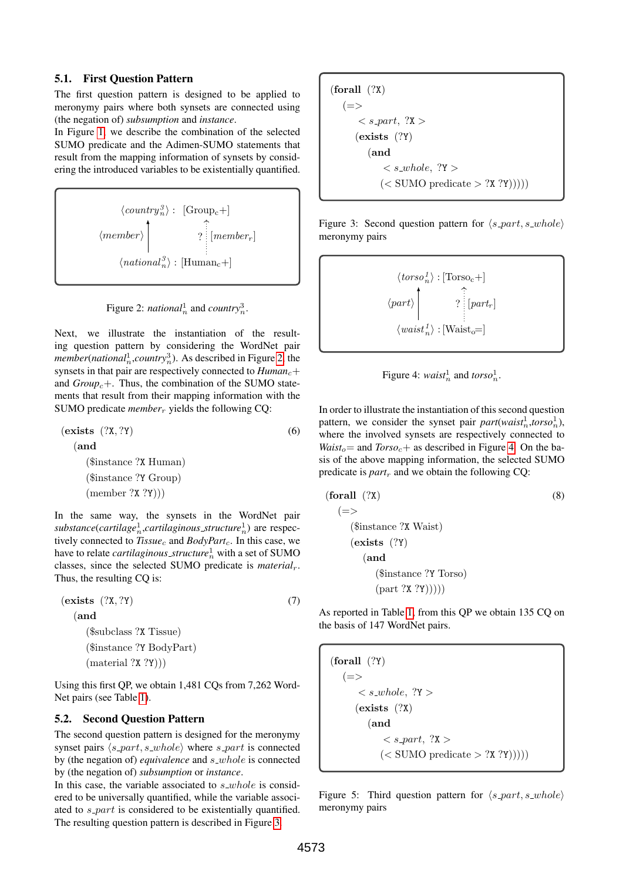### 5.1. First Question Pattern

The first question pattern is designed to be applied to meronymy pairs where both synsets are connected using (the negation of) *subsumption* and *instance*.

In Figure 1, we describe the combination of the selected SUMO predicate and the Adimen-SUMO statements that result from the mapping information of synsets by considering the introduced variables to be existentially quantified.

```
⟨country^3_n⟩ :  [Group_c+]
      ↑                 ↑
⟨member⟩            ? [member_r]
      |                 :
⟨national^3_n⟩ : [Human_c+]
```

Figure 2: *national*$^1_n$ and *country*$^3_n$.

Next, we illustrate the instantiation of the resulting question pattern by considering the WordNet pair *member*(*national*$^1_n$,*country*$^3_n$). As described in Figure 2, the synsets in that pair are respectively connected to *Human*$_c+$ and *Group*$_c+$. Thus, the combination of the SUMO statements that result from their mapping information with the SUMO predicate *member*$_r$ yields the following CQ:

```
(exists (?X, ?Y)                                    (6)
  (and
    ($instance ?X Human)
    ($instance ?Y Group)
    (member ?X ?Y)))
```

In the same way, the synsets in the WordNet pair *substance*(*cartilage*$^1_n$,*cartilaginous_structure*$^1_n$) are respectively connected to *Tissue*$_c$ and *BodyPart*$_c$. In this case, we have to relate *cartilaginous_structure*$^1_n$ with a set of SUMO classes, since the selected SUMO predicate is *material*$_r$. Thus, the resulting CQ is:

```
(exists (?X, ?Y)                                    (7)
  (and
    ($subclass ?X Tissue)
    ($instance ?Y BodyPart)
    (material ?X ?Y)))
```

Using this first QP, we obtain 1,481 CQs from 7,262 WordNet pairs (see Table 1).

### 5.2. Second Question Pattern

The second question pattern is designed for the meronymy synset pairs $\langle s\_part, s\_whole\rangle$ where $s\_part$ is connected by (the negation of) *equivalence* and $s\_whole$ is connected by (the negation of) *subsumption* or *instance*.

In this case, the variable associated to $s\_whole$ is considered to be universally quantified, while the variable associated to $s\_part$ is considered to be existentially quantified. The resulting question pattern is described in Figure 3.

```
(forall (?X)
  (=>
    < s_part, ?X >
    (exists (?Y)
      (and
        < s_whole, ?Y >
        (< SUMO predicate > ?X ?Y)))))
```

Figure 3: Second question pattern for $\langle s\_part, s\_whole\rangle$ meronymy pairs

```
⟨torso^1_n⟩ : [Torso_c+]
      ↑              ↑
⟨part⟩           ? [part_r]
      |              :
⟨waist^1_n⟩ : [Waist_o=]
```

Figure 4: *waist*$^1_n$ and *torso*$^1_n$.

In order to illustrate the instantiation of this second question pattern, we consider the synset pair *part*(*waist*$^1_n$,*torso*$^1_n$), where the involved synsets are respectively connected to *Waist*$_o=$ and *Torso*$_c+$ as described in Figure 4. On the basis of the above mapping information, the selected SUMO predicate is *part*$_r$ and we obtain the following CQ:

```
(forall (?X)                                        (8)
  (=>
    ($instance ?X Waist)
    (exists (?Y)
      (and
        ($instance ?Y Torso)
        (part ?X ?Y)))))
```

As reported in Table 1, from this QP we obtain 135 CQ on the basis of 147 WordNet pairs.

```
(forall (?Y)
  (=>
    < s_whole, ?Y >
    (exists (?X)
      (and
        < s_part, ?X >
        (< SUMO predicate > ?X ?Y)))))
```

Figure 5: Third question pattern for $\langle s\_part, s\_whole\rangle$ meronymy pairs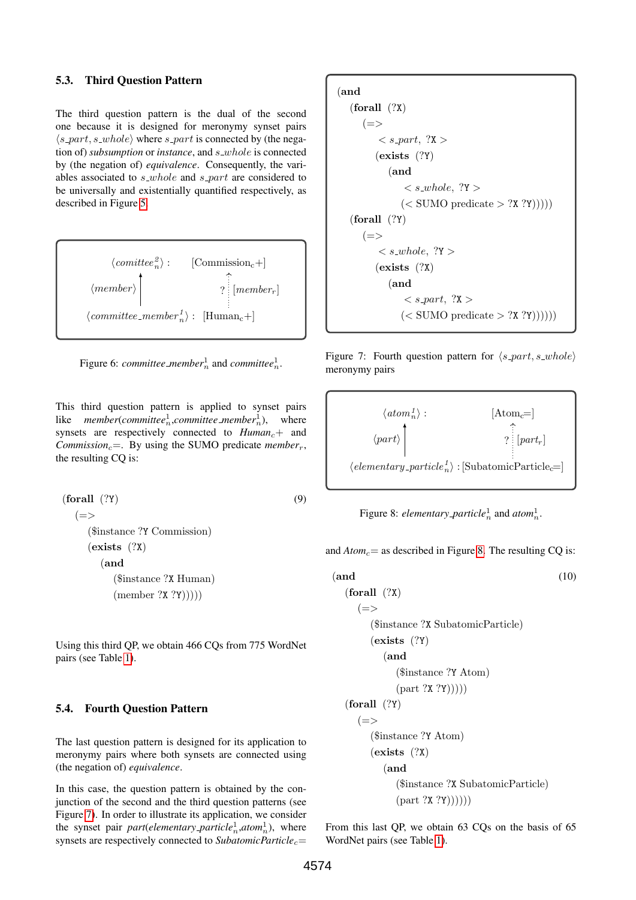### 5.3. Third Question Pattern

The third question pattern is the dual of the second one because it is designed for meronymy synset pairs $\langle s\_part, s\_whole \rangle$ where $s\_part$ is connected by (the negation of) *subsumption* or *instance*, and $s\_whole$ is connected by (the negation of) *equivalence*. Consequently, the variables associated to $s\_whole$ and $s\_part$ are considered to be universally and existentially quantified respectively, as described in Figure 5.

```
⟨comittee²ₙ⟩ :              [Commission_c+]
     ↑                            ↑
⟨member⟩                     ?  [member_r]
     |                            ⋮
⟨committee_member¹ₙ⟩ :  [Human_c+]
```

Figure 6: *committee_member*$^1_n$ and *committee*$^1_n$.

This third question pattern is applied to synset pairs like *member*(*committee*$^1_n$,*committee_member*$^1_n$), where synsets are respectively connected to *Human*$_c$+ and *Commission*$_c$=. By using the SUMO predicate *member*$_r$, the resulting CQ is:

```
(forall (?Y)                                    (9)
  (=>
    ($instance ?Y Commission)
    (exists (?X)
      (and
        ($instance ?X Human)
        (member ?X ?Y)))))
```

Using this third QP, we obtain 466 CQs from 775 WordNet pairs (see Table 1).

### 5.4. Fourth Question Pattern

The last question pattern is designed for its application to meronymy pairs where both synsets are connected using (the negation of) *equivalence*.

In this case, the question pattern is obtained by the conjunction of the second and the third question patterns (see Figure 7). In order to illustrate its application, we consider the synset pair *part*(*elementary_particle*$^1_n$,*atom*$^1_n$), where synsets are respectively connected to *SubatomicParticle*$_c$= and *Atom*$_c$= as described in Figure 8. The resulting CQ is:

```
(and
  (forall (?X)
    (=>
      < s_part, ?X >
      (exists (?Y)
        (and
          < s_whole, ?Y >
          (< SUMO predicate > ?X ?Y)))))
  (forall (?Y)
    (=>
      < s_whole, ?Y >
      (exists (?X)
        (and
          < s_part, ?X >
          (< SUMO predicate > ?X ?Y))))))
```

Figure 7: Fourth question pattern for $\langle s\_part, s\_whole \rangle$ meronymy pairs

```
⟨atom¹ₙ⟩ :                       [Atom_c=]
     ↑                               ↑
⟨part⟩                          ?  [part_r]
     |                               ⋮
⟨elementary_particle¹ₙ⟩ : [SubatomicParticle_c=]
```

Figure 8: *elementary_particle*$^1_n$ and *atom*$^1_n$.

```
(and                                            (10)
  (forall (?X)
    (=>
      ($instance ?X SubatomicParticle)
      (exists (?Y)
        (and
          ($instance ?Y Atom)
          (part ?X ?Y)))))
  (forall (?Y)
    (=>
      ($instance ?Y Atom)
      (exists (?X)
        (and
          ($instance ?X SubatomicParticle)
          (part ?X ?Y))))))
```

From this last QP, we obtain 63 CQs on the basis of 65 WordNet pairs (see Table 1).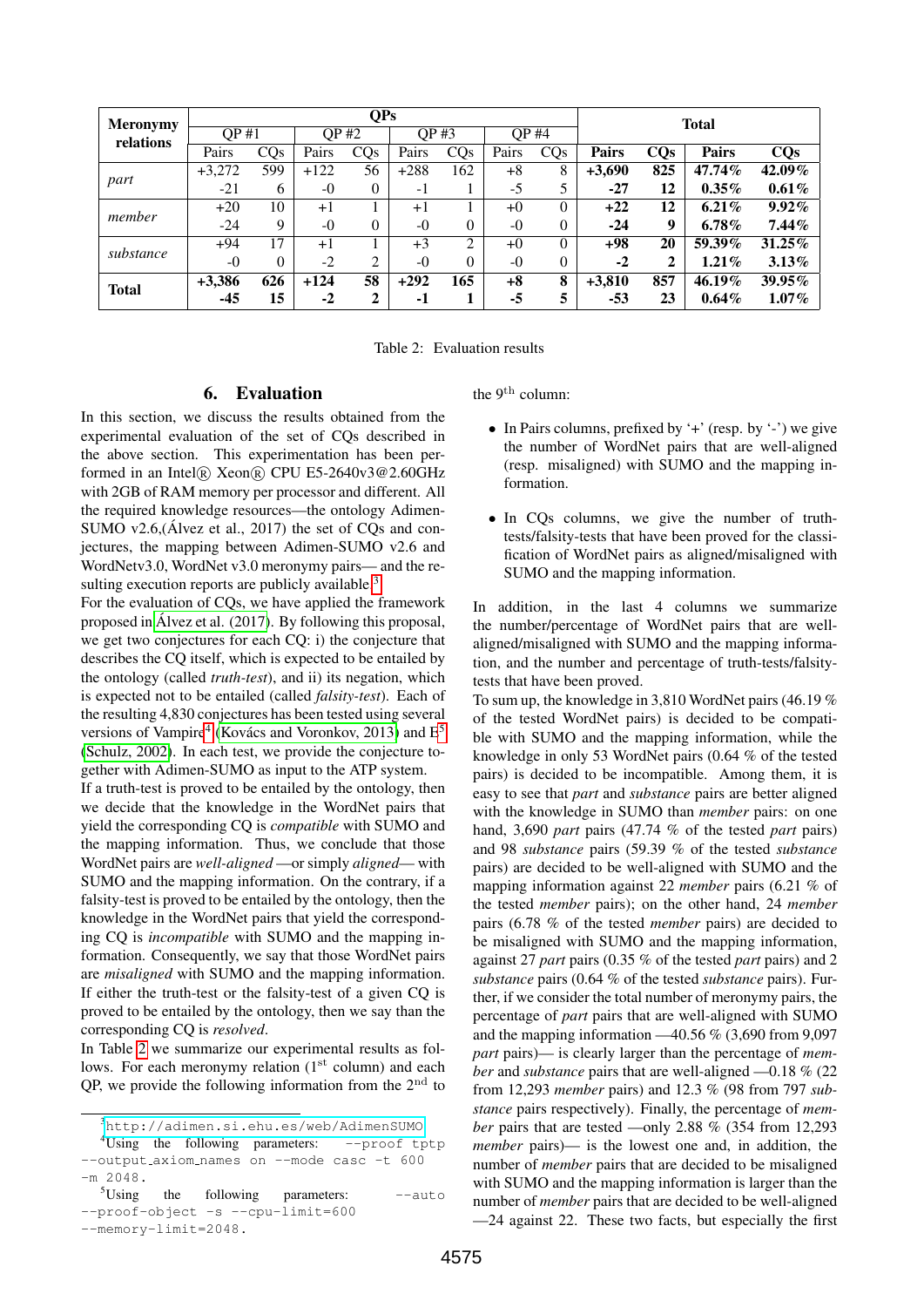| Meronymy relations | QPs | | | | | | | | Total | | | |
|---|---|---|---|---|---|---|---|---|---|---|---|---|
| | QP #1 | | QP #2 | | QP #3 | | QP #4 | | | | | |
| | Pairs | CQs | Pairs | CQs | Pairs | CQs | Pairs | CQs | **Pairs** | **CQs** | **Pairs** | **CQs** |
| *part* | +3,272 | 599 | +122 | 56 | +288 | 162 | +8 | 8 | **+3,690** | **825** | **47.74%** | **42.09%** |
| | -21 | 6 | -0 | 0 | -1 | 1 | -5 | 5 | **-27** | **12** | **0.35%** | **0.61%** |
| *member* | +20 | 10 | +1 | 1 | +1 | 1 | +0 | 0 | **+22** | **12** | **6.21%** | **9.92%** |
| | -24 | 9 | -0 | 0 | -0 | 0 | -0 | 0 | **-24** | **9** | **6.78%** | **7.44%** |
| *substance* | +94 | 17 | +1 | 1 | +3 | 2 | +0 | 0 | **+98** | **20** | **59.39%** | **31.25%** |
| | -0 | 0 | -2 | 2 | -0 | 0 | -0 | 0 | **-2** | **2** | **1.21%** | **3.13%** |
| **Total** | **+3,386** | **626** | **+124** | **58** | **+292** | **165** | **+8** | **8** | **+3,810** | **857** | **46.19%** | **39.95%** |
| | **-45** | **15** | **-2** | **2** | **-1** | **1** | **-5** | **5** | **-53** | **23** | **0.64%** | **1.07%** |

Table 2: Evaluation results

## 6. Evaluation

In this section, we discuss the results obtained from the experimental evaluation of the set of CQs described in the above section. This experimentation has been performed in an Intel® Xeon® CPU E5-2640v3@2.60GHz with 2GB of RAM memory per processor and different. All the required knowledge resources—the ontology Adimen-SUMO v2.6,(Álvez et al., 2017) the set of CQs and conjectures, the mapping between Adimen-SUMO v2.6 and WordNetv3.0, WordNet v3.0 meronymy pairs— and the resulting execution reports are publicly available.[3]

For the evaluation of CQs, we have applied the framework proposed in Álvez et al. (2017). By following this proposal, we get two conjectures for each CQ: i) the conjecture that describes the CQ itself, which is expected to be entailed by the ontology (called *truth-test*), and ii) its negation, which is expected not to be entailed (called *falsity-test*). Each of the resulting 4,830 conjectures has been tested using several versions of Vampire[4] (Kovács and Voronkov, 2013) and E[5] (Schulz, 2002). In each test, we provide the conjecture together with Adimen-SUMO as input to the ATP system.

If a truth-test is proved to be entailed by the ontology, then we decide that the knowledge in the WordNet pairs that yield the corresponding CQ is *compatible* with SUMO and the mapping information. Thus, we conclude that those WordNet pairs are *well-aligned* —or simply *aligned*— with SUMO and the mapping information. On the contrary, if a falsity-test is proved to be entailed by the ontology, then the knowledge in the WordNet pairs that yield the corresponding CQ is *incompatible* with SUMO and the mapping information. Consequently, we say that those WordNet pairs are *misaligned* with SUMO and the mapping information. If either the truth-test or the falsity-test of a given CQ is proved to be entailed by the ontology, then we say than the corresponding CQ is *resolved*.

In Table 2 we summarize our experimental results as follows. For each meronymy relation (1st column) and each QP, we provide the following information from the 2nd to the 9th column:

- In Pairs columns, prefixed by '+' (resp. by '-') we give the number of WordNet pairs that are well-aligned (resp. misaligned) with SUMO and the mapping information.
- In CQs columns, we give the number of truth-tests/falsity-tests that have been proved for the classification of WordNet pairs as aligned/misaligned with SUMO and the mapping information.

In addition, in the last 4 columns we summarize the number/percentage of WordNet pairs that are well-aligned/misaligned with SUMO and the mapping information, and the number and percentage of truth-tests/falsity-tests that have been proved.

To sum up, the knowledge in 3,810 WordNet pairs (46.19 % of the tested WordNet pairs) is decided to be compatible with SUMO and the mapping information, while the knowledge in only 53 WordNet pairs (0.64 % of the tested pairs) is decided to be incompatible. Among them, it is easy to see that *part* and *substance* pairs are better aligned with the knowledge in SUMO than *member* pairs: on one hand, 3,690 *part* pairs (47.74 % of the tested *part* pairs) and 98 *substance* pairs (59.39 % of the tested *substance* pairs) are decided to be well-aligned with SUMO and the mapping information against 22 *member* pairs (6.21 % of the tested *member* pairs); on the other hand, 24 *member* pairs (6.78 % of the tested *member* pairs) are decided to be misaligned with SUMO and the mapping information, against 27 *part* pairs (0.35 % of the tested *part* pairs) and 2 *substance* pairs (0.64 % of the tested *substance* pairs). Further, if we consider the total number of meronymy pairs, the percentage of *part* pairs that are well-aligned with SUMO and the mapping information —40.56 % (3,690 from 9,097 *part* pairs)— is clearly larger than the percentage of *member* and *substance* pairs that are well-aligned —0.18 % (22 from 12,293 *member* pairs) and 12.3 % (98 from 797 *substance* pairs respectively). Finally, the percentage of *member* pairs that are tested —only 2.88 % (354 from 12,293 *member* pairs)— is the lowest one and, in addition, the number of *member* pairs that are decided to be misaligned with SUMO and the mapping information is larger than the number of *member* pairs that are decided to be well-aligned —24 against 22. These two facts, but especially the first

[3] http://adimen.si.ehu.es/web/AdimenSUMO

[4] Using the following parameters: --proof tptp --output_axiom_names on --mode casc -t 600 -m 2048.

[5] Using the following parameters: --auto --proof-object -s --cpu-limit=600 --memory-limit=2048.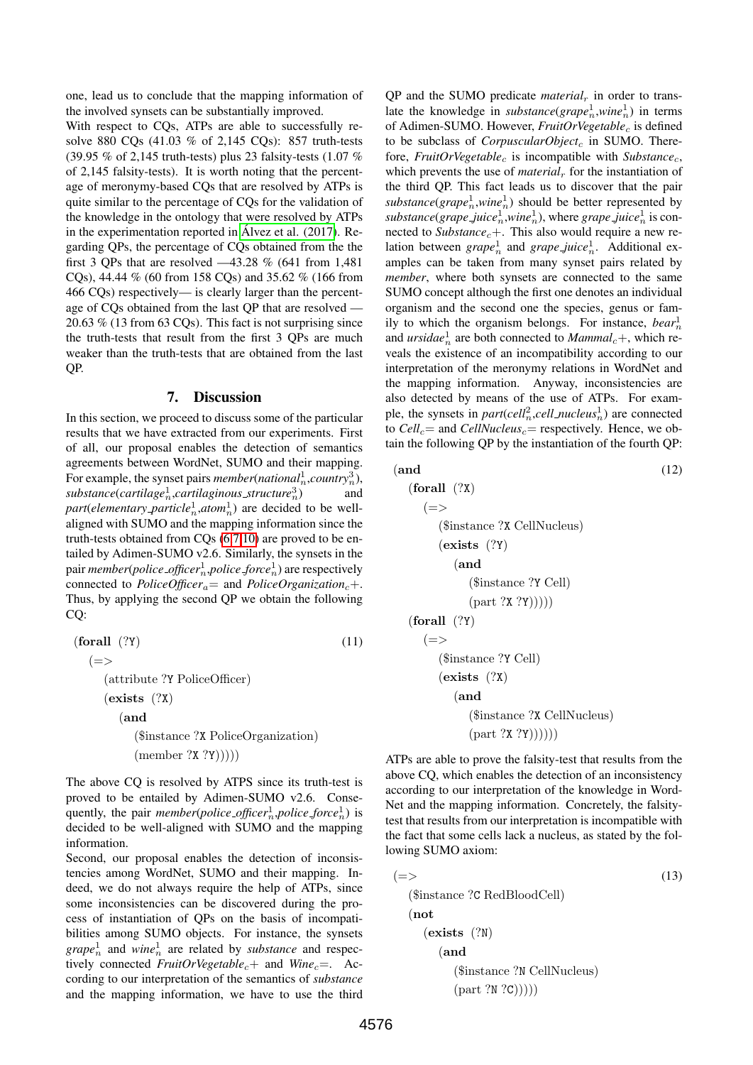one, lead us to conclude that the mapping information of the involved synsets can be substantially improved.

With respect to CQs, ATPs are able to successfully resolve 880 CQs (41.03 % of 2,145 CQs): 857 truth-tests (39.95 % of 2,145 truth-tests) plus 23 falsity-tests (1.07 % of 2,145 falsity-tests). It is worth noting that the percentage of meronymy-based CQs that are resolved by ATPs is quite similar to the percentage of CQs for the validation of the knowledge in the ontology that were resolved by ATPs in the experimentation reported in Álvez et al. (2017). Regarding QPs, the percentage of CQs obtained from the the first 3 QPs that are resolved —43.28 % (641 from 1,481 CQs), 44.44 % (60 from 158 CQs) and 35.62 % (166 from 466 CQs) respectively— is clearly larger than the percentage of CQs obtained from the last QP that are resolved — 20.63 % (13 from 63 CQs). This fact is not surprising since the truth-tests that result from the first 3 QPs are much weaker than the truth-tests that are obtained from the last QP.

## 7. Discussion

In this section, we proceed to discuss some of the particular results that we have extracted from our experiments. First of all, our proposal enables the detection of semantics agreements between WordNet, SUMO and their mapping. For example, the synset pairs *member*($national_n^1$,$country_n^3$), *substance*($cartilage_n^1$,$cartilaginous\_structure_n^3$) and *part*($elementary\_particle_n^1$,$atom_n^1$) are decided to be well-aligned with SUMO and the mapping information since the truth-tests obtained from CQs (6,7,10) are proved to be entailed by Adimen-SUMO v2.6. Similarly, the synsets in the pair *member*($police\_officer_n^1$,$police\_force_n^1$) are respectively connected to $PoliceOfficer_a$= and $PoliceOrganization_c$+. Thus, by applying the second QP we obtain the following CQ:

```
(forall (?Y)                                    (11)
  (=>
    (attribute ?Y PoliceOfficer)
    (exists (?X)
      (and
        ($instance ?X PoliceOrganization)
        (member ?X ?Y)))))
```

The above CQ is resolved by ATPS since its truth-test is proved to be entailed by Adimen-SUMO v2.6. Consequently, the pair *member*($police\_officer_n^1$,$police\_force_n^1$) is decided to be well-aligned with SUMO and the mapping information.

Second, our proposal enables the detection of inconsistencies among WordNet, SUMO and their mapping. Indeed, we do not always require the help of ATPs, since some inconsistencies can be discovered during the process of instantiation of QPs on the basis of incompatibilities among SUMO objects. For instance, the synsets $grape_n^1$ and $wine_n^1$ are related by *substance* and respectively connected $FruitOrVegetable_c$+ and $Wine_c$=. According to our interpretation of the semantics of *substance* and the mapping information, we have to use the third QP and the SUMO predicate $material_r$ in order to translate the knowledge in *substance*($grape_n^1$,$wine_n^1$) in terms of Adimen-SUMO. However, $FruitOrVegetable_c$ is defined to be subclass of $CorpuscularObject_c$ in SUMO. Therefore, $FruitOrVegetable_c$ is incompatible with $Substance_c$, which prevents the use of $material_r$ for the instantiation of the third QP. This fact leads us to discover that the pair *substance*($grape_n^1$,$wine_n^1$) should be better represented by *substance*($grape\_juice_n^1$,$wine_n^1$), where $grape\_juice_n^1$ is connected to $Substance_c$+. This also would require a new relation between $grape_n^1$ and $grape\_juice_n^1$. Additional examples can be taken from many synset pairs related by *member*, where both synsets are connected to the same SUMO concept although the first one denotes an individual organism and the second one the species, genus or family to which the organism belongs. For instance, $bear_n^1$ and $ursidae_n^1$ are both connected to $Mammal_c$+, which reveals the existence of an incompatibility according to our interpretation of the meronymy relations in WordNet and the mapping information. Anyway, inconsistencies are also detected by means of the use of ATPs. For example, the synsets in *part*($cell_n^2$,$cell\_nucleus_n^1$) are connected to $Cell_c$= and $CellNucleus_c$= respectively. Hence, we obtain the following QP by the instantiation of the fourth QP:

```
(and                                            (12)
  (forall (?X)
    (=>
      ($instance ?X CellNucleus)
      (exists (?Y)
        (and
          ($instance ?Y Cell)
          (part ?X ?Y)))))
  (forall (?Y)
    (=>
      ($instance ?Y Cell)
      (exists (?X)
        (and
          ($instance ?X CellNucleus)
          (part ?X ?Y))))))
```

ATPs are able to prove the falsity-test that results from the above CQ, which enables the detection of an inconsistency according to our interpretation of the knowledge in WordNet and the mapping information. Concretely, the falsity-test that results from our interpretation is incompatible with the fact that some cells lack a nucleus, as stated by the following SUMO axiom:

```
(=>                                             (13)
  ($instance ?C RedBloodCell)
  (not
    (exists (?N)
      (and
        ($instance ?N CellNucleus)
        (part ?N ?C)))))
```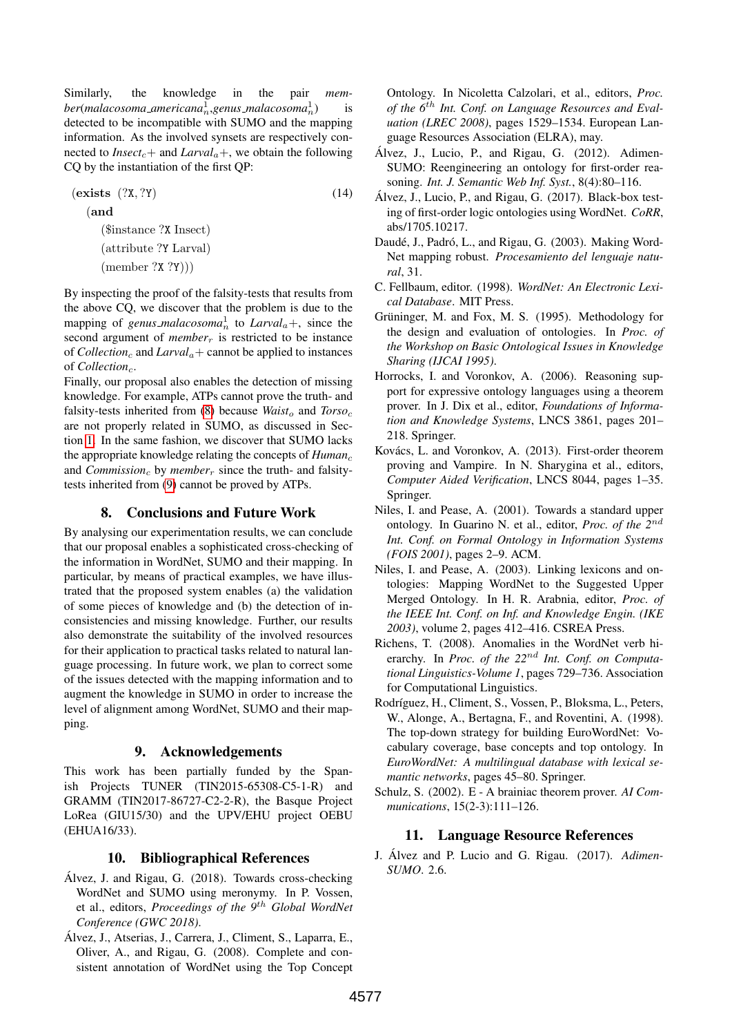Similarly, the knowledge in the pair *member*(*malacosoma_americana*$^1_n$,*genus_malacosoma*$^1_n$) is detected to be incompatible with SUMO and the mapping information. As the involved synsets are respectively connected to *Insect*$_c$+ and *Larval*$_a$+, we obtain the following CQ by the instantiation of the first QP:

```
(exists (?X,?Y)                                    (14)
   (and
      ($instance ?X Insect)
      (attribute ?Y Larval)
      (member ?X ?Y)))
```

By inspecting the proof of the falsity-tests that results from the above CQ, we discover that the problem is due to the mapping of *genus_malacosoma*$^1_n$ to *Larval*$_a$+, since the second argument of *member*$_r$ is restricted to be instance of *Collection*$_c$ and *Larval*$_a$+ cannot be applied to instances of *Collection*$_c$.

Finally, our proposal also enables the detection of missing knowledge. For example, ATPs cannot prove the truth- and falsity-tests inherited from (8) because *Waist*$_o$ and *Torso*$_c$ are not properly related in SUMO, as discussed in Section 1. In the same fashion, we discover that SUMO lacks the appropriate knowledge relating the concepts of *Human*$_c$ and *Commission*$_c$ by *member*$_r$ since the truth- and falsity-tests inherited from (9) cannot be proved by ATPs.

## 8. Conclusions and Future Work

By analysing our experimentation results, we can conclude that our proposal enables a sophisticated cross-checking of the information in WordNet, SUMO and their mapping. In particular, by means of practical examples, we have illustrated that the proposed system enables (a) the validation of some pieces of knowledge and (b) the detection of inconsistencies and missing knowledge. Further, our results also demonstrate the suitability of the involved resources for their application to practical tasks related to natural language processing. In future work, we plan to correct some of the issues detected with the mapping information and to augment the knowledge in SUMO in order to increase the level of alignment among WordNet, SUMO and their mapping.

## 9. Acknowledgements

This work has been partially funded by the Spanish Projects TUNER (TIN2015-65308-C5-1-R) and GRAMM (TIN2017-86727-C2-2-R), the Basque Project LoRea (GIU15/30) and the UPV/EHU project OEBU (EHUA16/33).

## 10. Bibliographical References

Álvez, J. and Rigau, G. (2018). Towards cross-checking WordNet and SUMO using meronymy. In P. Vossen, et al., editors, *Proceedings of the 9th Global WordNet Conference (GWC 2018)*.

Álvez, J., Atserias, J., Carrera, J., Climent, S., Laparra, E., Oliver, A., and Rigau, G. (2008). Complete and consistent annotation of WordNet using the Top Concept Ontology. In Nicoletta Calzolari, et al., editors, *Proc. of the 6th Int. Conf. on Language Resources and Evaluation (LREC 2008)*, pages 1529–1534. European Language Resources Association (ELRA), may.

Álvez, J., Lucio, P., and Rigau, G. (2012). Adimen-SUMO: Reengineering an ontology for first-order reasoning. *Int. J. Semantic Web Inf. Syst.*, 8(4):80–116.

Álvez, J., Lucio, P., and Rigau, G. (2017). Black-box testing of first-order logic ontologies using WordNet. *CoRR*, abs/1705.10217.

Daudé, J., Padró, L., and Rigau, G. (2003). Making WordNet mapping robust. *Procesamiento del lenguaje natural*, 31.

C. Fellbaum, editor. (1998). *WordNet: An Electronic Lexical Database*. MIT Press.

Grüninger, M. and Fox, M. S. (1995). Methodology for the design and evaluation of ontologies. In *Proc. of the Workshop on Basic Ontological Issues in Knowledge Sharing (IJCAI 1995)*.

Horrocks, I. and Voronkov, A. (2006). Reasoning support for expressive ontology languages using a theorem prover. In J. Dix et al., editor, *Foundations of Information and Knowledge Systems*, LNCS 3861, pages 201–218. Springer.

Kovács, L. and Voronkov, A. (2013). First-order theorem proving and Vampire. In N. Sharygina et al., editors, *Computer Aided Verification*, LNCS 8044, pages 1–35. Springer.

Niles, I. and Pease, A. (2001). Towards a standard upper ontology. In Guarino N. et al., editor, *Proc. of the 2nd Int. Conf. on Formal Ontology in Information Systems (FOIS 2001)*, pages 2–9. ACM.

Niles, I. and Pease, A. (2003). Linking lexicons and ontologies: Mapping WordNet to the Suggested Upper Merged Ontology. In H. R. Arabnia, editor, *Proc. of the IEEE Int. Conf. on Inf. and Knowledge Engin. (IKE 2003)*, volume 2, pages 412–416. CSREA Press.

Richens, T. (2008). Anomalies in the WordNet verb hierarchy. In *Proc. of the 22nd Int. Conf. on Computational Linguistics-Volume 1*, pages 729–736. Association for Computational Linguistics.

Rodríguez, H., Climent, S., Vossen, P., Bloksma, L., Peters, W., Alonge, A., Bertagna, F., and Roventini, A. (1998). The top-down strategy for building EuroWordNet: Vocabulary coverage, base concepts and top ontology. In *EuroWordNet: A multilingual database with lexical semantic networks*, pages 45–80. Springer.

Schulz, S. (2002). E - A brainiac theorem prover. *AI Communications*, 15(2-3):111–126.

## 11. Language Resource References

J. Álvez and P. Lucio and G. Rigau. (2017). *Adimen-SUMO*. 2.6.